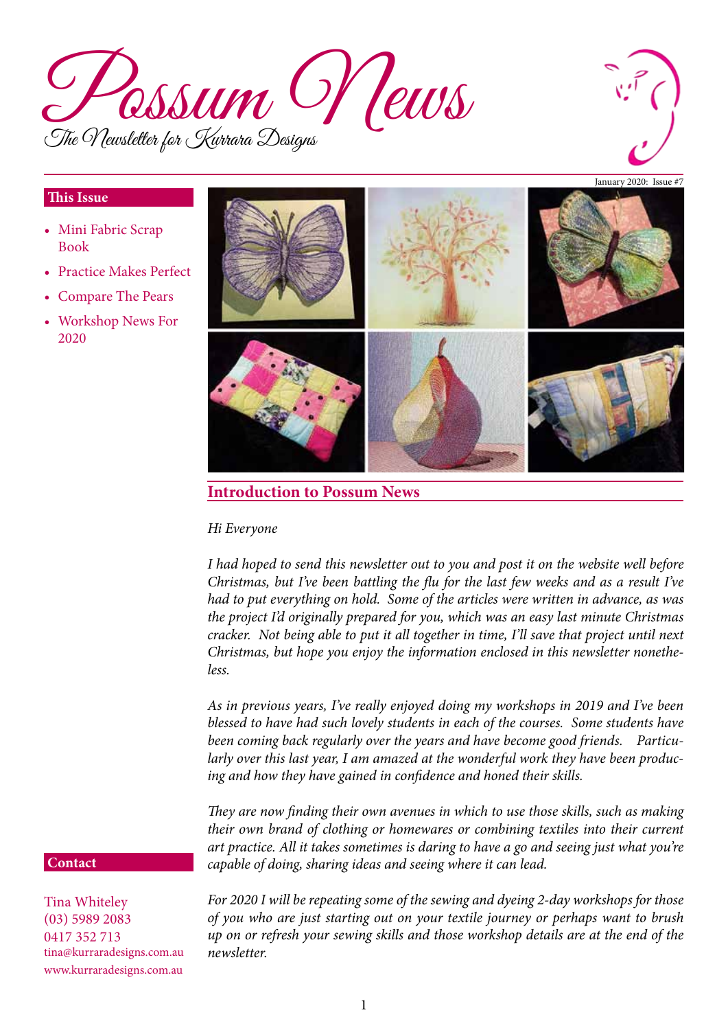# Possum News

The Newsletter for Kurrara Designs

January 2020: Issue #7

**This Issue**

- Mini Fabric Scrap Book
- Practice Makes Perfect
- Compare The Pears
- Workshop News For 2020

## Introduction to Possum News

*Hi Everyone*

*I had hoped to send this newsletter out to you and post it on the website well before Christmas, but I've been battling the flu for the last few weeks and as a result I've had to put everything on hold. Some of the articles were written in advance, as was the project I'd originally prepared for you, which was an easy last minute Christmas cracker. Not being able to put it all together in time, I'll save that project until next Christmas, but hope you enjoy the information enclosed in this newsletter nonetheless.*

*As in previous years, I've really enjoyed doing my workshops in 2019 and I've been blessed to have had such lovely students in each of the courses. Some students have been coming back regularly over the years and have become good friends. Particularly over this last year, I am amazed at the wonderful work they have been producing and how they have gained in confidence and honed their skills.*

*They are now finding their own avenues in which to use those skills, such as making their own brand of clothing or homewares or combining textiles into their current art practice. All it takes sometimes is daring to have a go and seeing just what you're capable of doing, sharing ideas and seeing where it can lead.*

*For 2020 I will be repeating some of the sewing and dyeing 2-day workshops for those of you who are just starting out on your textile journey or perhaps want to brush up on or refresh your sewing skills and those workshop details are at the end of the newsletter.*

**Contact**

Tina Whiteley
(03) 5989 2083
0417 352 713
tina@kurraradesigns.com.au
www.kurraradesigns.com.au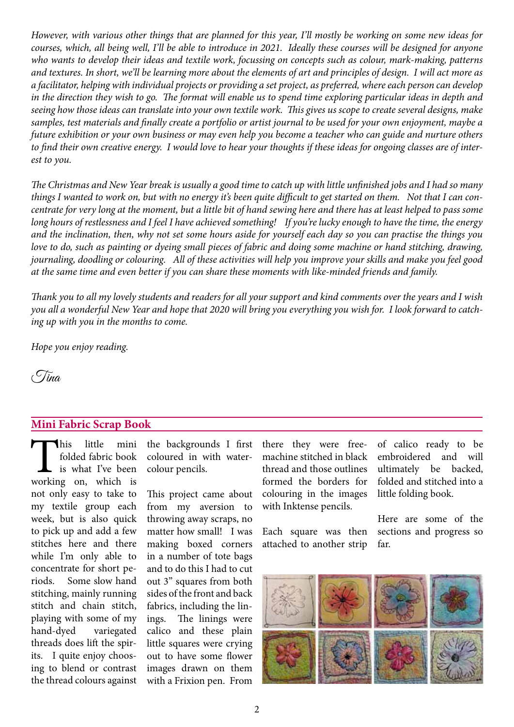*However, with various other things that are planned for this year, I'll mostly be working on some new ideas for courses, which, all being well, I'll be able to introduce in 2021. Ideally these courses will be designed for anyone who wants to develop their ideas and textile work, focussing on concepts such as colour, mark-making, patterns and textures. In short, we'll be learning more about the elements of art and principles of design. I will act more as a facilitator, helping with individual projects or providing a set project, as preferred, where each person can develop in the direction they wish to go. The format will enable us to spend time exploring particular ideas in depth and seeing how those ideas can translate into your own textile work. This gives us scope to create several designs, make samples, test materials and finally create a portfolio or artist journal to be used for your own enjoyment, maybe a future exhibition or your own business or may even help you become a teacher who can guide and nurture others to find their own creative energy. I would love to hear your thoughts if these ideas for ongoing classes are of interest to you.*

*The Christmas and New Year break is usually a good time to catch up with little unfinished jobs and I had so many things I wanted to work on, but with no energy it's been quite difficult to get started on them. Not that I can concentrate for very long at the moment, but a little bit of hand sewing here and there has at least helped to pass some long hours of restlessness and I feel I have achieved something! If you're lucky enough to have the time, the energy and the inclination, then, why not set some hours aside for yourself each day so you can practise the things you love to do, such as painting or dyeing small pieces of fabric and doing some machine or hand stitching, drawing, journaling, doodling or colouring. All of these activities will help you improve your skills and make you feel good at the same time and even better if you can share these moments with like-minded friends and family.*

*Thank you to all my lovely students and readers for all your support and kind comments over the years and I wish you all a wonderful New Year and hope that 2020 will bring you everything you wish for. I look forward to catching up with you in the months to come.*

*Hope you enjoy reading.*

*Tina*

## Mini Fabric Scrap Book

This little mini folded fabric book is what I've been working on, which is not only easy to take to my textile group each week, but is also quick to pick up and add a few stitches here and there while I'm only able to concentrate for short periods. Some slow hand stitching, mainly running stitch and chain stitch, playing with some of my hand-dyed variegated threads does lift the spirits. I quite enjoy choosing to blend or contrast the thread colours against the backgrounds I first coloured in with watercolour pencils.

This project came about from my aversion to throwing away scraps, no matter how small! I was making boxed corners in a number of tote bags and to do this I had to cut out 3" squares from both sides of the front and back fabrics, including the linings. The linings were calico and these plain little squares were crying out to have some flower images drawn on them with a Frixion pen. From there they were free-machine stitched in black thread and those outlines formed the borders for colouring in the images with Inktense pencils.

Each square was then attached to another strip of calico ready to be embroidered and will ultimately be backed, folded and stitched into a little folding book.

Here are some of the sections and progress so far.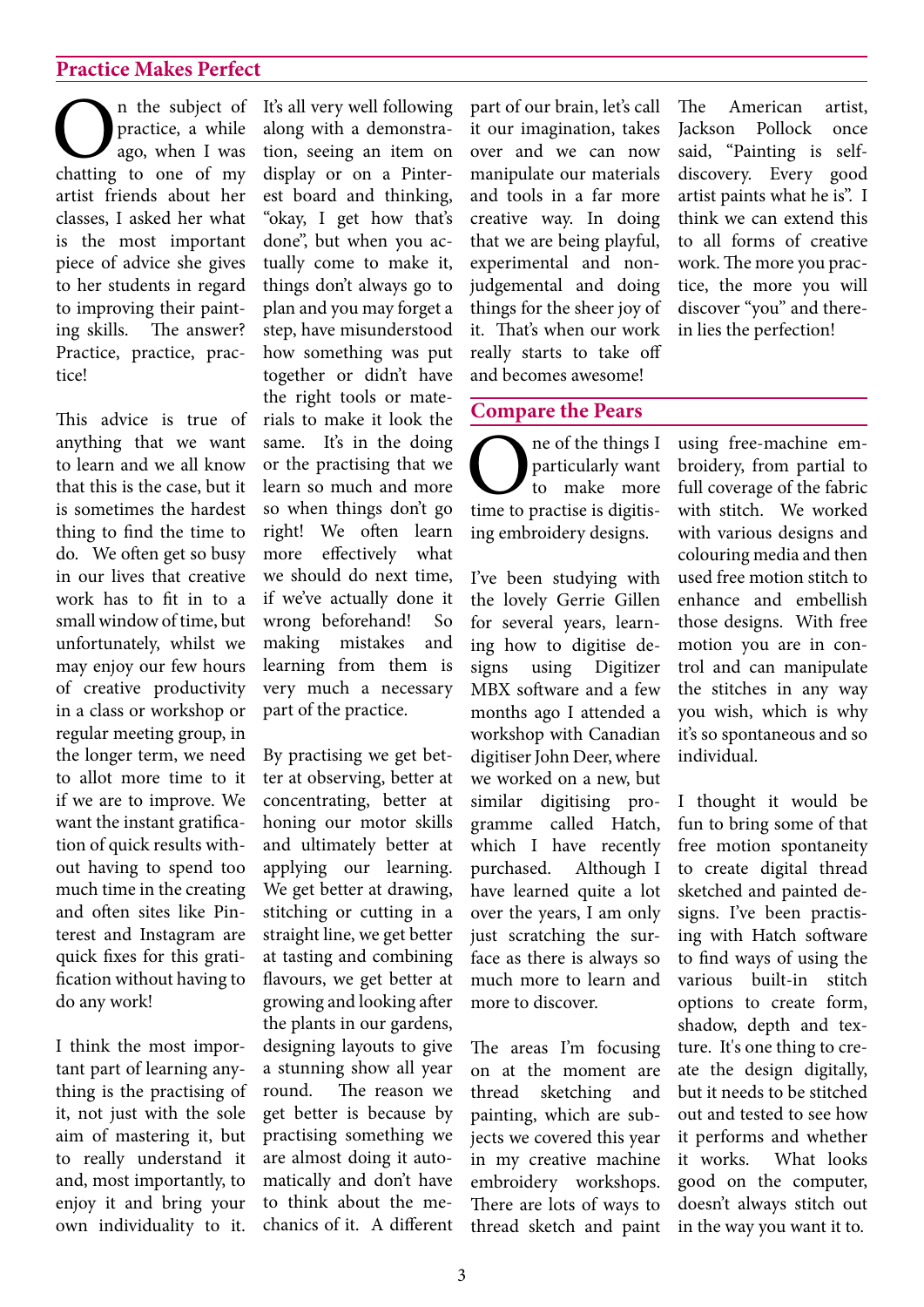## Practice Makes Perfect

On the subject of practice, a while ago, when I was chatting to one of my artist friends about her classes, I asked her what is the most important piece of advice she gives to her students in regard to improving their painting skills. The answer? Practice, practice, practice!

This advice is true of anything that we want to learn and we all know that this is the case, but it is sometimes the hardest thing to find the time to do. We often get so busy in our lives that creative work has to fit in to a small window of time, but unfortunately, whilst we may enjoy our few hours of creative productivity in a class or workshop or regular meeting group, in the longer term, we need to allot more time to it if we are to improve. We want the instant gratification of quick results without having to spend too much time in the creating and often sites like Pinterest and Instagram are quick fixes for this gratification without having to do any work!

I think the most important part of learning anything is the practising of it, not just with the sole aim of mastering it, but to really understand it and, most importantly, to enjoy it and bring your own individuality to it. It's all very well following along with a demonstration, seeing an item on display or on a Pinterest board and thinking, "okay, I get how that's done", but when you actually come to make it, things don't always go to plan and you may forget a step, have misunderstood how something was put together or didn't have the right tools or materials to make it look the same. It's in the doing or the practising that we learn so much and more so when things don't go right! We often learn more effectively what we should do next time, if we've actually done it wrong beforehand! So making mistakes and learning from them is very much a necessary part of the practice.

By practising we get better at observing, better at concentrating, better at honing our motor skills and ultimately better at applying our learning. We get better at drawing, stitching or cutting in a straight line, we get better at tasting and combining flavours, we get better at growing and looking after the plants in our gardens, designing layouts to give a stunning show all year round. The reason we get better is because by practising something we are almost doing it automatically and don't have to think about the mechanics of it. A different part of our brain, let's call it our imagination, takes over and we can now manipulate our materials and tools in a far more creative way. In doing that we are being playful, experimental and non-judgemental and doing things for the sheer joy of it. That's when our work really starts to take off and becomes awesome!

The American artist, Jackson Pollock once said, "Painting is self-discovery. Every good artist paints what he is". I think we can extend this to all forms of creative work. The more you practice, the more you will discover "you" and therein lies the perfection!

## Compare the Pears

One of the things I particularly want to make more time to practise is digitising embroidery designs.

I've been studying with the lovely Gerrie Gillen for several years, learning how to digitise designs using Digitizer MBX software and a few months ago I attended a workshop with Canadian digitiser John Deer, where we worked on a new, but similar digitising programme called Hatch, which I have recently purchased. Although I have learned quite a lot over the years, I am only just scratching the surface as there is always so much more to learn and more to discover.

The areas I'm focusing on at the moment are thread sketching and painting, which are subjects we covered this year in my creative machine embroidery workshops. There are lots of ways to thread sketch and paint using free-machine embroidery, from partial to full coverage of the fabric with stitch. We worked with various designs and colouring media and then used free motion stitch to enhance and embellish those designs. With free motion you are in control and can manipulate the stitches in any way you wish, which is why it's so spontaneous and so individual.

I thought it would be fun to bring some of that free motion spontaneity to create digital thread sketched and painted designs. I've been practising with Hatch software to find ways of using the various built-in stitch options to create form, shadow, depth and texture. It's one thing to create the design digitally, but it needs to be stitched out and tested to see how it performs and whether it works. What looks good on the computer, doesn't always stitch out in the way you want it to.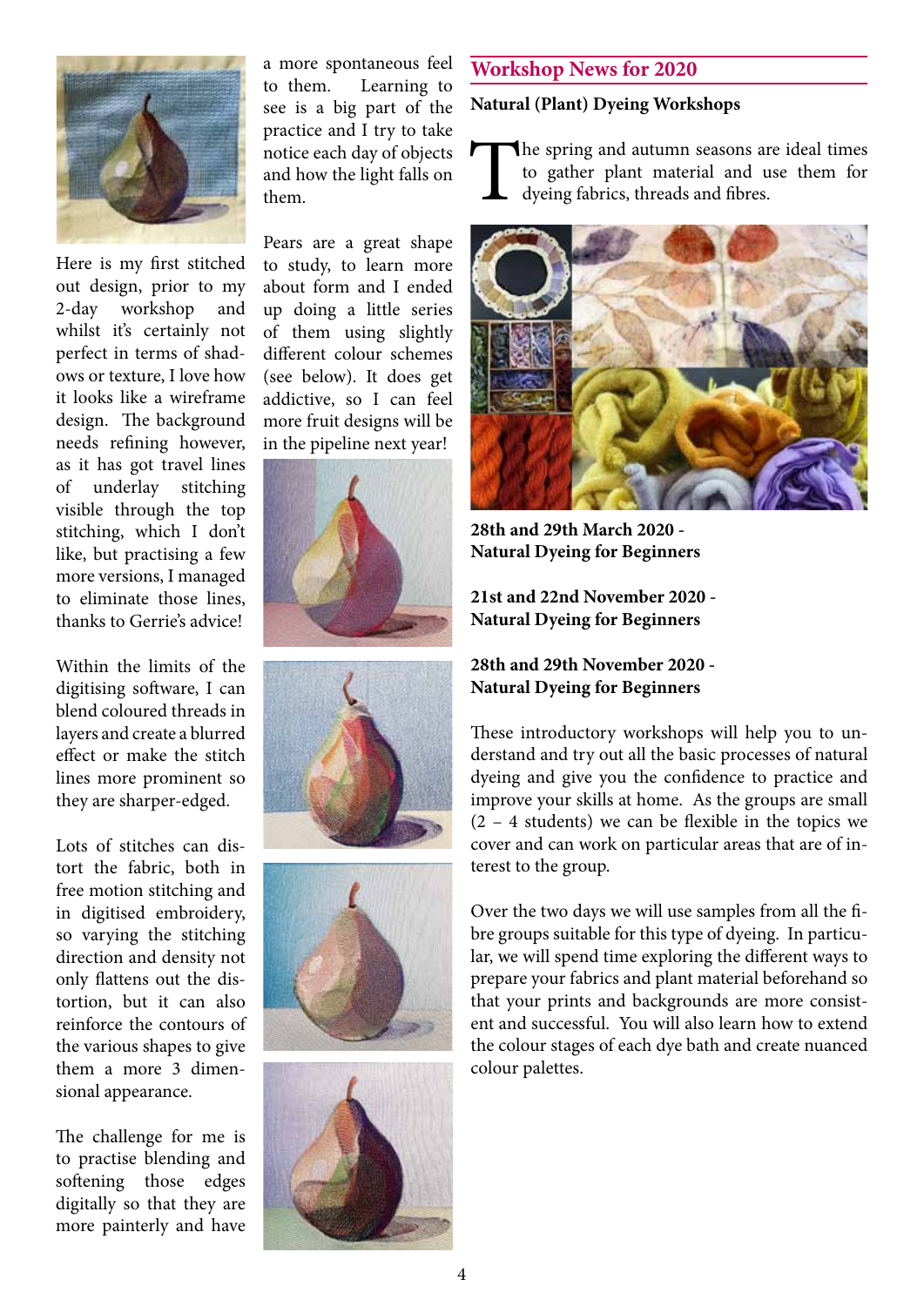Here is my first stitched out design, prior to my 2-day workshop and whilst it's certainly not perfect in terms of shadows or texture, I love how it looks like a wireframe design. The background needs refining however, as it has got travel lines of underlay stitching visible through the top stitching, which I don't like, but practising a few more versions, I managed to eliminate those lines, thanks to Gerrie's advice!

Within the limits of the digitising software, I can blend coloured threads in layers and create a blurred effect or make the stitch lines more prominent so they are sharper-edged.

Lots of stitches can distort the fabric, both in free motion stitching and in digitised embroidery, so varying the stitching direction and density not only flattens out the distortion, but it can also reinforce the contours of the various shapes to give them a more 3 dimensional appearance.

The challenge for me is to practise blending and softening those edges digitally so that they are more painterly and have a more spontaneous feel to them. Learning to see is a big part of the practice and I try to take notice each day of objects and how the light falls on them.

Pears are a great shape to study, to learn more about form and I ended up doing a little series of them using slightly different colour schemes (see below). It does get addictive, so I can feel more fruit designs will be in the pipeline next year!

## Workshop News for 2020

**Natural (Plant) Dyeing Workshops**

The spring and autumn seasons are ideal times to gather plant material and use them for dyeing fabrics, threads and fibres.

**28th and 29th March 2020 - Natural Dyeing for Beginners**

**21st and 22nd November 2020 - Natural Dyeing for Beginners**

**28th and 29th November 2020 - Natural Dyeing for Beginners**

These introductory workshops will help you to understand and try out all the basic processes of natural dyeing and give you the confidence to practice and improve your skills at home. As the groups are small (2 – 4 students) we can be flexible in the topics we cover and can work on particular areas that are of interest to the group.

Over the two days we will use samples from all the fibre groups suitable for this type of dyeing. In particular, we will spend time exploring the different ways to prepare your fabrics and plant material beforehand so that your prints and backgrounds are more consistent and successful. You will also learn how to extend the colour stages of each dye bath and create nuanced colour palettes.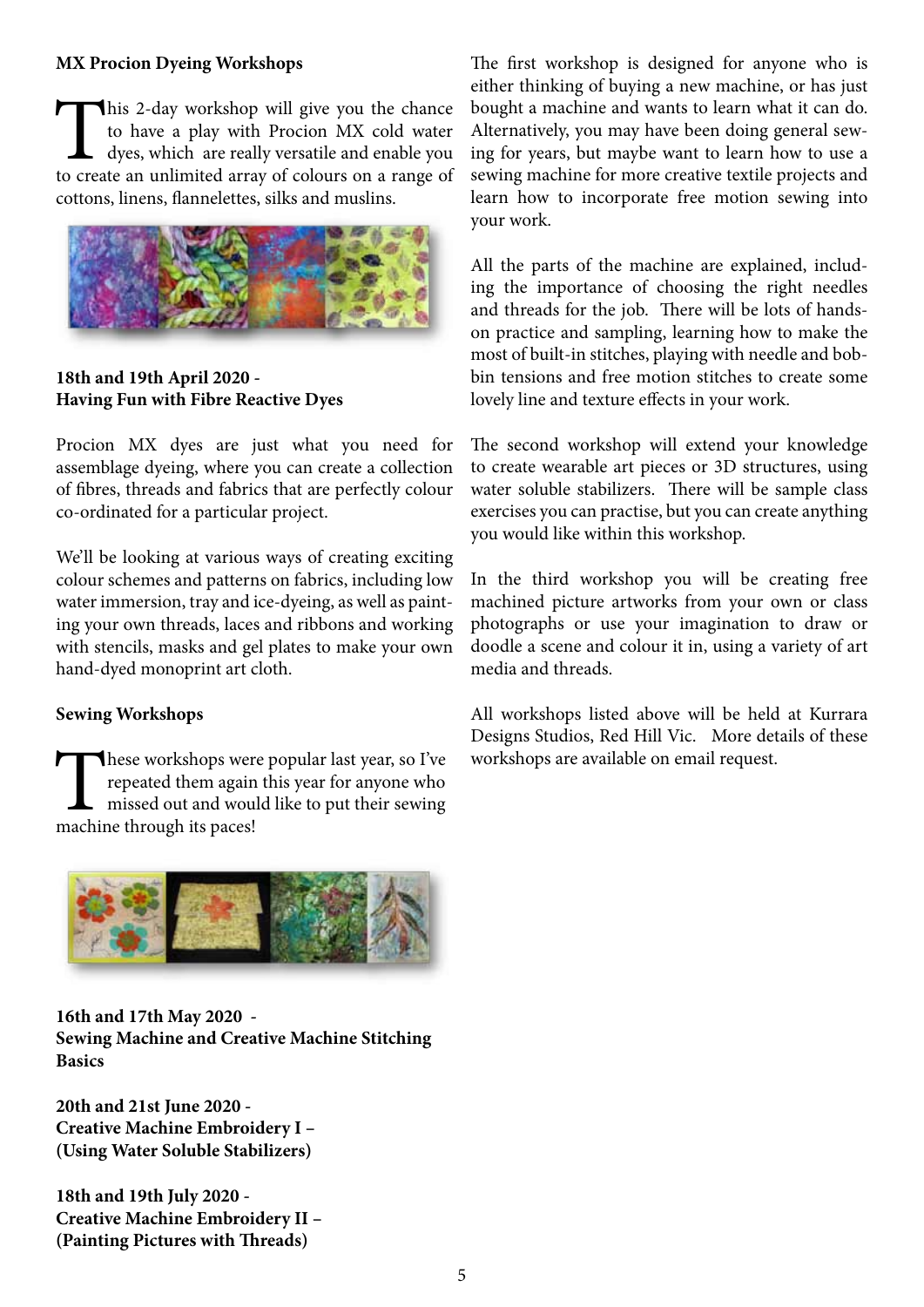**MX Procion Dyeing Workshops**

This 2-day workshop will give you the chance to have a play with Procion MX cold water dyes, which are really versatile and enable you to create an unlimited array of colours on a range of cottons, linens, flannelettes, silks and muslins.

**18th and 19th April 2020 - Having Fun with Fibre Reactive Dyes**

Procion MX dyes are just what you need for assemblage dyeing, where you can create a collection of fibres, threads and fabrics that are perfectly colour co-ordinated for a particular project.

We'll be looking at various ways of creating exciting colour schemes and patterns on fabrics, including low water immersion, tray and ice-dyeing, as well as painting your own threads, laces and ribbons and working with stencils, masks and gel plates to make your own hand-dyed monoprint art cloth.

**Sewing Workshops**

These workshops were popular last year, so I've repeated them again this year for anyone who missed out and would like to put their sewing machine through its paces!

**16th and 17th May 2020 - Sewing Machine and Creative Machine Stitching Basics**

**20th and 21st June 2020 - Creative Machine Embroidery I – (Using Water Soluble Stabilizers)**

**18th and 19th July 2020 - Creative Machine Embroidery II – (Painting Pictures with Threads)**

The first workshop is designed for anyone who is either thinking of buying a new machine, or has just bought a machine and wants to learn what it can do. Alternatively, you may have been doing general sewing for years, but maybe want to learn how to use a sewing machine for more creative textile projects and learn how to incorporate free motion sewing into your work.

All the parts of the machine are explained, including the importance of choosing the right needles and threads for the job. There will be lots of hands-on practice and sampling, learning how to make the most of built-in stitches, playing with needle and bobbin tensions and free motion stitches to create some lovely line and texture effects in your work.

The second workshop will extend your knowledge to create wearable art pieces or 3D structures, using water soluble stabilizers. There will be sample class exercises you can practise, but you can create anything you would like within this workshop.

In the third workshop you will be creating free machined picture artworks from your own or class photographs or use your imagination to draw or doodle a scene and colour it in, using a variety of art media and threads.

All workshops listed above will be held at Kurrara Designs Studios, Red Hill Vic. More details of these workshops are available on email request.